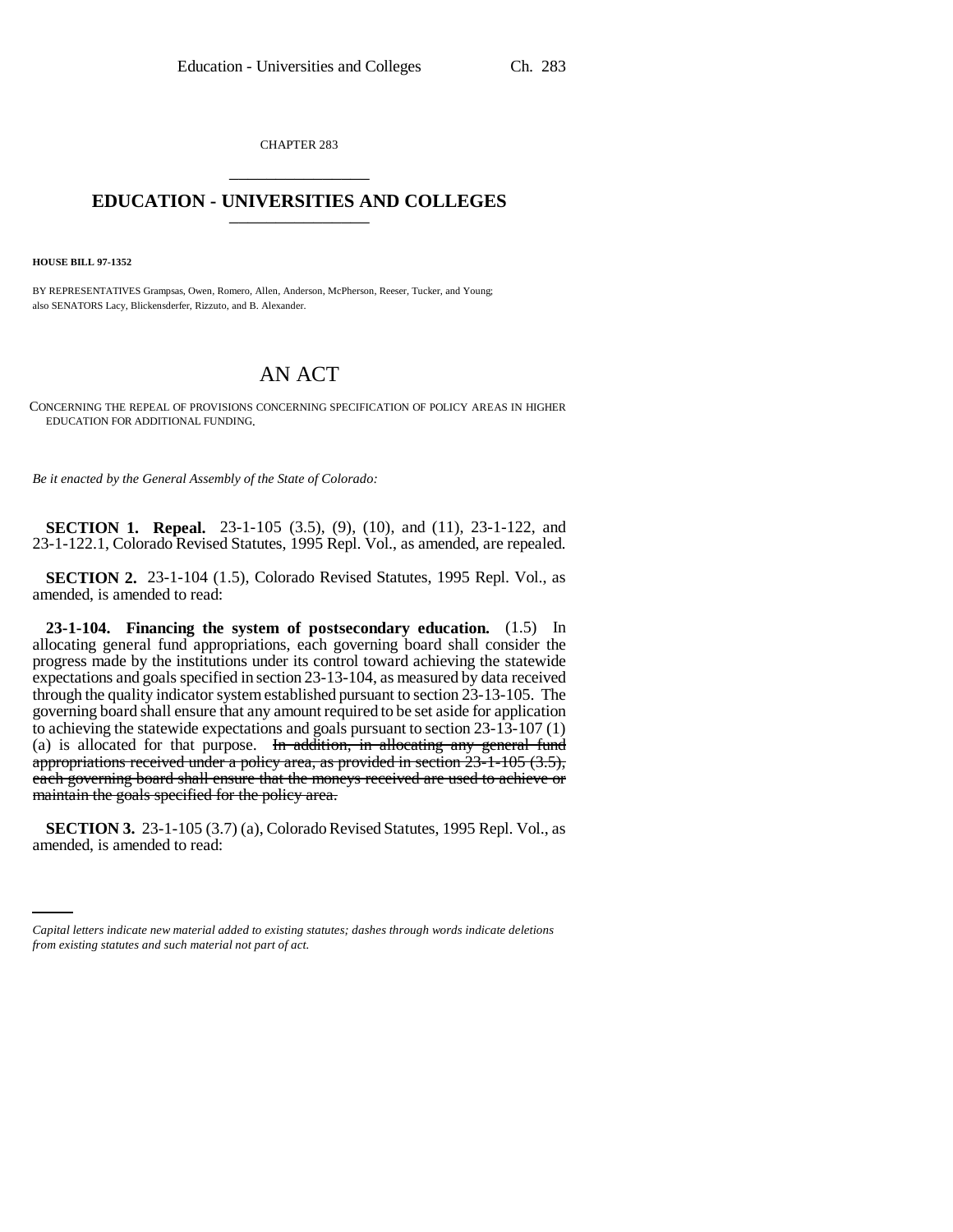CHAPTER 283

# EDUCATION - UNIVERSITIES AND COLLEGES

**HOUSE BILL 97-1352**

BY REPRESENTATIVES Grampsas, Owen, Romero, Allen, Anderson, McPherson, Reeser, Tucker, and Young;
also SENATORS Lacy, Blickensderfer, Rizzuto, and B. Alexander.

# AN ACT

CONCERNING THE REPEAL OF PROVISIONS CONCERNING SPECIFICATION OF POLICY AREAS IN HIGHER EDUCATION FOR ADDITIONAL FUNDING.

*Be it enacted by the General Assembly of the State of Colorado:*

**SECTION 1. Repeal.** 23-1-105 (3.5), (9), (10), and (11), 23-1-122, and 23-1-122.1, Colorado Revised Statutes, 1995 Repl. Vol., as amended, are repealed.

**SECTION 2.** 23-1-104 (1.5), Colorado Revised Statutes, 1995 Repl. Vol., as amended, is amended to read:

**23-1-104. Financing the system of postsecondary education.** (1.5) In allocating general fund appropriations, each governing board shall consider the progress made by the institutions under its control toward achieving the statewide expectations and goals specified in section 23-13-104, as measured by data received through the quality indicator system established pursuant to section 23-13-105. The governing board shall ensure that any amount required to be set aside for application to achieving the statewide expectations and goals pursuant to section 23-13-107 (1) (a) is allocated for that purpose. ~~In addition, in allocating any general fund appropriations received under a policy area, as provided in section 23-1-105 (3.5), each governing board shall ensure that the moneys received are used to achieve or maintain the goals specified for the policy area.~~

**SECTION 3.** 23-1-105 (3.7) (a), Colorado Revised Statutes, 1995 Repl. Vol., as amended, is amended to read:

*Capital letters indicate new material added to existing statutes; dashes through words indicate deletions from existing statutes and such material not part of act.*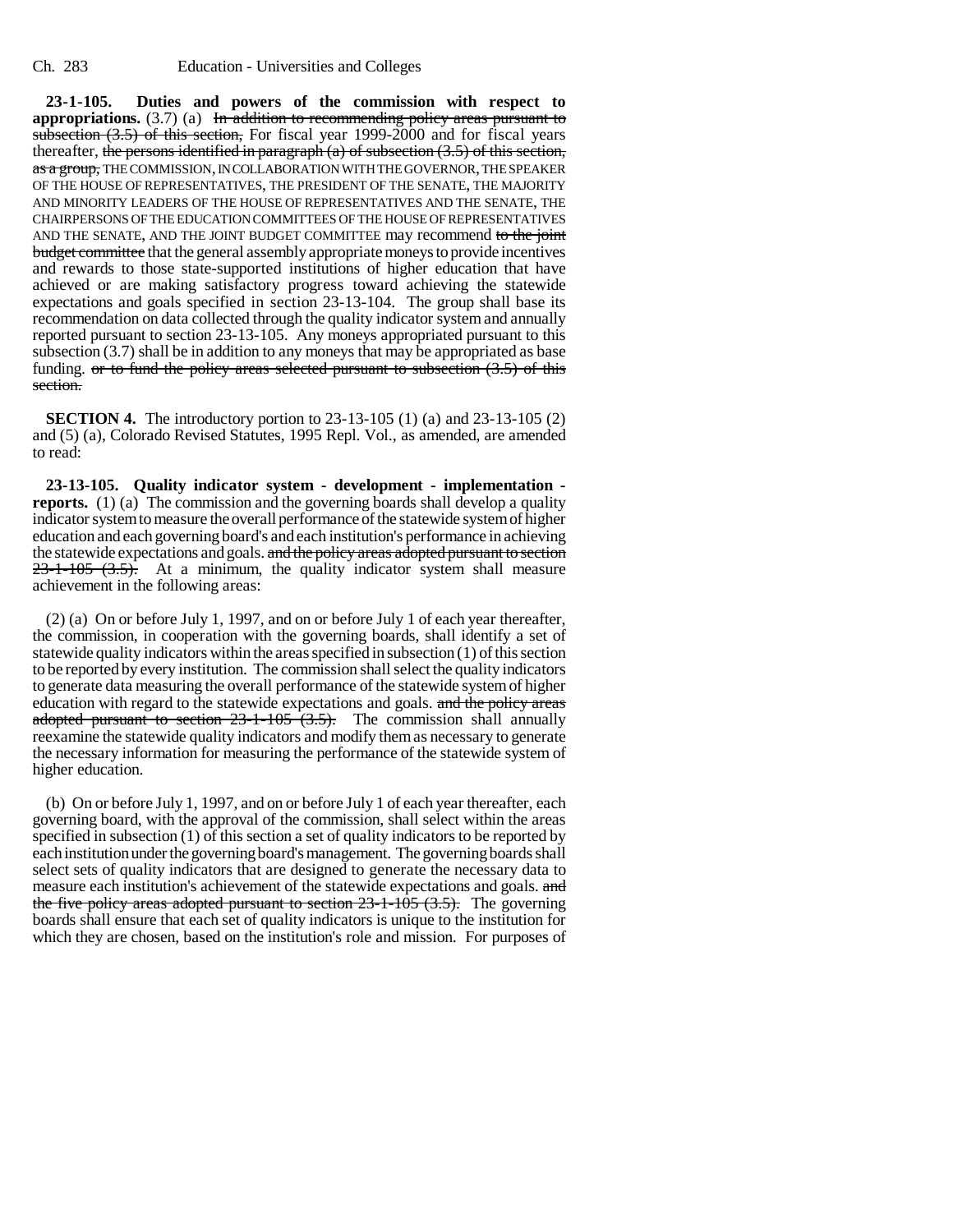**23-1-105. Duties and powers of the commission with respect to appropriations.** (3.7) (a) ~~In addition to recommending policy areas pursuant to subsection (3.5) of this section,~~ For fiscal year 1999-2000 and for fiscal years thereafter, ~~the persons identified in paragraph (a) of subsection (3.5) of this section, as a group,~~ THE COMMISSION, IN COLLABORATION WITH THE GOVERNOR, THE SPEAKER OF THE HOUSE OF REPRESENTATIVES, THE PRESIDENT OF THE SENATE, THE MAJORITY AND MINORITY LEADERS OF THE HOUSE OF REPRESENTATIVES AND THE SENATE, THE CHAIRPERSONS OF THE EDUCATION COMMITTEES OF THE HOUSE OF REPRESENTATIVES AND THE SENATE, AND THE JOINT BUDGET COMMITTEE may recommend ~~to the joint budget committee~~ that the general assembly appropriate moneys to provide incentives and rewards to those state-supported institutions of higher education that have achieved or are making satisfactory progress toward achieving the statewide expectations and goals specified in section 23-13-104. The group shall base its recommendation on data collected through the quality indicator system and annually reported pursuant to section 23-13-105. Any moneys appropriated pursuant to this subsection (3.7) shall be in addition to any moneys that may be appropriated as base funding. ~~or to fund the policy areas selected pursuant to subsection (3.5) of this section.~~

**SECTION 4.** The introductory portion to 23-13-105 (1) (a) and 23-13-105 (2) and (5) (a), Colorado Revised Statutes, 1995 Repl. Vol., as amended, are amended to read:

**23-13-105. Quality indicator system - development - implementation - reports.** (1) (a) The commission and the governing boards shall develop a quality indicator system to measure the overall performance of the statewide system of higher education and each governing board's and each institution's performance in achieving the statewide expectations and goals. ~~and the policy areas adopted pursuant to section 23-1-105 (3.5).~~ At a minimum, the quality indicator system shall measure achievement in the following areas:

(2) (a) On or before July 1, 1997, and on or before July 1 of each year thereafter, the commission, in cooperation with the governing boards, shall identify a set of statewide quality indicators within the areas specified in subsection (1) of this section to be reported by every institution. The commission shall select the quality indicators to generate data measuring the overall performance of the statewide system of higher education with regard to the statewide expectations and goals. ~~and the policy areas adopted pursuant to section 23-1-105 (3.5).~~ The commission shall annually reexamine the statewide quality indicators and modify them as necessary to generate the necessary information for measuring the performance of the statewide system of higher education.

(b) On or before July 1, 1997, and on or before July 1 of each year thereafter, each governing board, with the approval of the commission, shall select within the areas specified in subsection (1) of this section a set of quality indicators to be reported by each institution under the governing board's management. The governing boards shall select sets of quality indicators that are designed to generate the necessary data to measure each institution's achievement of the statewide expectations and goals. ~~and the five policy areas adopted pursuant to section 23-1-105 (3.5).~~ The governing boards shall ensure that each set of quality indicators is unique to the institution for which they are chosen, based on the institution's role and mission. For purposes of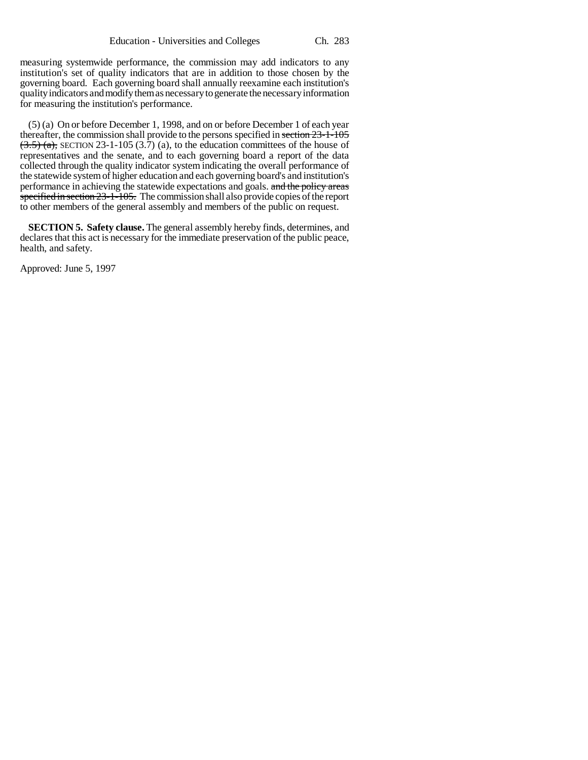measuring systemwide performance, the commission may add indicators to any institution's set of quality indicators that are in addition to those chosen by the governing board. Each governing board shall annually reexamine each institution's quality indicators and modify them as necessary to generate the necessary information for measuring the institution's performance.

(5) (a) On or before December 1, 1998, and on or before December 1 of each year thereafter, the commission shall provide to the persons specified in ~~section 23-1-105 (3.5) (a),~~ SECTION 23-1-105 (3.7) (a), to the education committees of the house of representatives and the senate, and to each governing board a report of the data collected through the quality indicator system indicating the overall performance of the statewide system of higher education and each governing board's and institution's performance in achieving the statewide expectations and goals. ~~and the policy areas specified in section 23-1-105.~~ The commission shall also provide copies of the report to other members of the general assembly and members of the public on request.

**SECTION 5. Safety clause.** The general assembly hereby finds, determines, and declares that this act is necessary for the immediate preservation of the public peace, health, and safety.

Approved: June 5, 1997